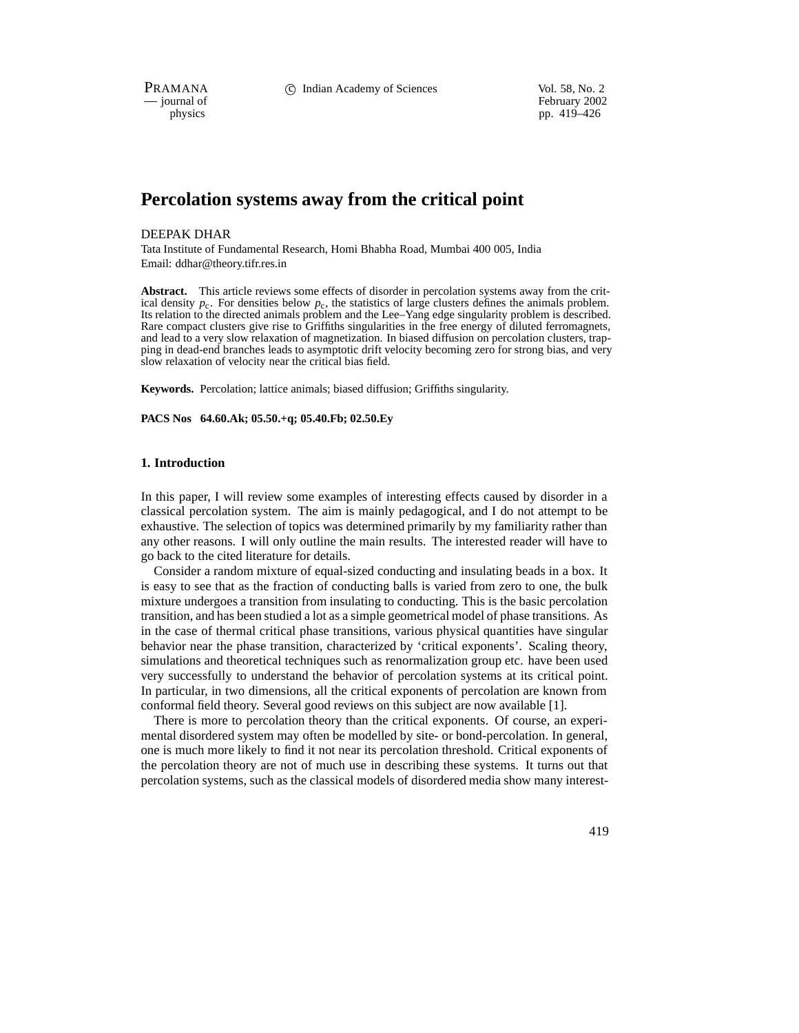# Percolation systems away from the critical point

DEEPAK DHAR

Tata Institute of Fundamental Research, Homi Bhabha Road, Mumbai 400 005, India
Email: ddhar@theory.tifr.res.in

**Abstract.** This article reviews some effects of disorder in percolation systems away from the critical density $p_c$. For densities below $p_c$, the statistics of large clusters defines the animals problem. Its relation to the directed animals problem and the Lee–Yang edge singularity problem is described. Rare compact clusters give rise to Griffiths singularities in the free energy of diluted ferromagnets, and lead to a very slow relaxation of magnetization. In biased diffusion on percolation clusters, trapping in dead-end branches leads to asymptotic drift velocity becoming zero for strong bias, and very slow relaxation of velocity near the critical bias field.

**Keywords.** Percolation; lattice animals; biased diffusion; Griffiths singularity.

**PACS Nos 64.60.Ak; 05.50.+q; 05.40.Fb; 02.50.Ey**

## 1. Introduction

In this paper, I will review some examples of interesting effects caused by disorder in a classical percolation system. The aim is mainly pedagogical, and I do not attempt to be exhaustive. The selection of topics was determined primarily by my familiarity rather than any other reasons. I will only outline the main results. The interested reader will have to go back to the cited literature for details.

Consider a random mixture of equal-sized conducting and insulating beads in a box. It is easy to see that as the fraction of conducting balls is varied from zero to one, the bulk mixture undergoes a transition from insulating to conducting. This is the basic percolation transition, and has been studied a lot as a simple geometrical model of phase transitions. As in the case of thermal critical phase transitions, various physical quantities have singular behavior near the phase transition, characterized by 'critical exponents'. Scaling theory, simulations and theoretical techniques such as renormalization group etc. have been used very successfully to understand the behavior of percolation systems at its critical point. In particular, in two dimensions, all the critical exponents of percolation are known from conformal field theory. Several good reviews on this subject are now available [1].

There is more to percolation theory than the critical exponents. Of course, an experimental disordered system may often be modelled by site- or bond-percolation. In general, one is much more likely to find it not near its percolation threshold. Critical exponents of the percolation theory are not of much use in describing these systems. It turns out that percolation systems, such as the classical models of disordered media show many interest-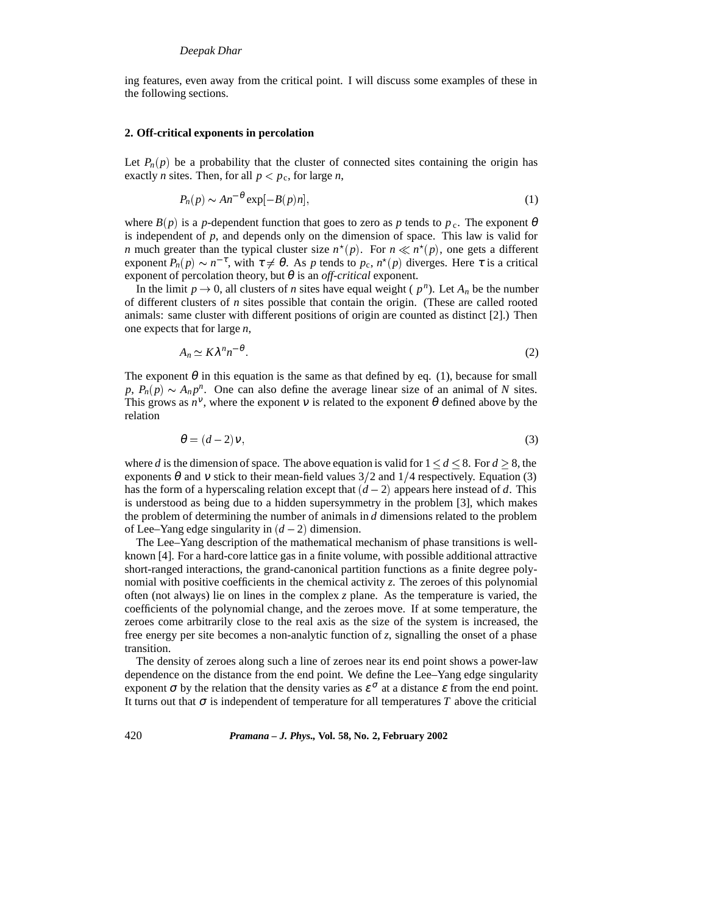ing features, even away from the critical point. I will discuss some examples of these in the following sections.

## 2. Off-critical exponents in percolation

Let $P_n(p)$ be a probability that the cluster of connected sites containing the origin has exactly $n$ sites. Then, for all $p < p_c$, for large $n$,

$$P_n(p) \sim An^{-\theta} \exp[-B(p)n], \tag{1}$$

where $B(p)$ is a $p$-dependent function that goes to zero as $p$ tends to $p_c$. The exponent $\theta$ is independent of $p$, and depends only on the dimension of space. This law is valid for $n$ much greater than the typical cluster size $n^\star(p)$. For $n \ll n^\star(p)$, one gets a different exponent $P_n(p) \sim n^{-\tau}$, with $\tau \neq \theta$. As $p$ tends to $p_c$, $n^\star(p)$ diverges. Here $\tau$ is a critical exponent of percolation theory, but $\theta$ is an *off-critical* exponent.

In the limit $p \to 0$, all clusters of $n$ sites have equal weight ( $p^n$). Let $A_n$ be the number of different clusters of $n$ sites possible that contain the origin. (These are called rooted animals: same cluster with different positions of origin are counted as distinct [2].) Then one expects that for large $n$,

$$A_n \simeq K\lambda^n n^{-\theta}. \tag{2}$$

The exponent $\theta$ in this equation is the same as that defined by eq. (1), because for small $p$, $P_n(p) \sim A_n p^n$. One can also define the average linear size of an animal of $N$ sites. This grows as $n^\nu$, where the exponent $\nu$ is related to the exponent $\theta$ defined above by the relation

$$\theta = (d-2)\nu, \tag{3}$$

where $d$ is the dimension of space. The above equation is valid for $1 \leq d \leq 8$. For $d \geq 8$, the exponents $\theta$ and $\nu$ stick to their mean-field values $3/2$ and $1/4$ respectively. Equation (3) has the form of a hyperscaling relation except that $(d-2)$ appears here instead of $d$. This is understood as being due to a hidden supersymmetry in the problem [3], which makes the problem of determining the number of animals in $d$ dimensions related to the problem of Lee–Yang edge singularity in $(d-2)$ dimension.

The Lee–Yang description of the mathematical mechanism of phase transitions is well-known [4]. For a hard-core lattice gas in a finite volume, with possible additional attractive short-ranged interactions, the grand-canonical partition functions as a finite degree polynomial with positive coefficients in the chemical activity $z$. The zeroes of this polynomial often (not always) lie on lines in the complex $z$ plane. As the temperature is varied, the coefficients of the polynomial change, and the zeroes move. If at some temperature, the zeroes come arbitrarily close to the real axis as the size of the system is increased, the free energy per site becomes a non-analytic function of $z$, signalling the onset of a phase transition.

The density of zeroes along such a line of zeroes near its end point shows a power-law dependence on the distance from the end point. We define the Lee–Yang edge singularity exponent $\sigma$ by the relation that the density varies as $\varepsilon^\sigma$ at a distance $\varepsilon$ from the end point. It turns out that $\sigma$ is independent of temperature for all temperatures $T$ above the criticial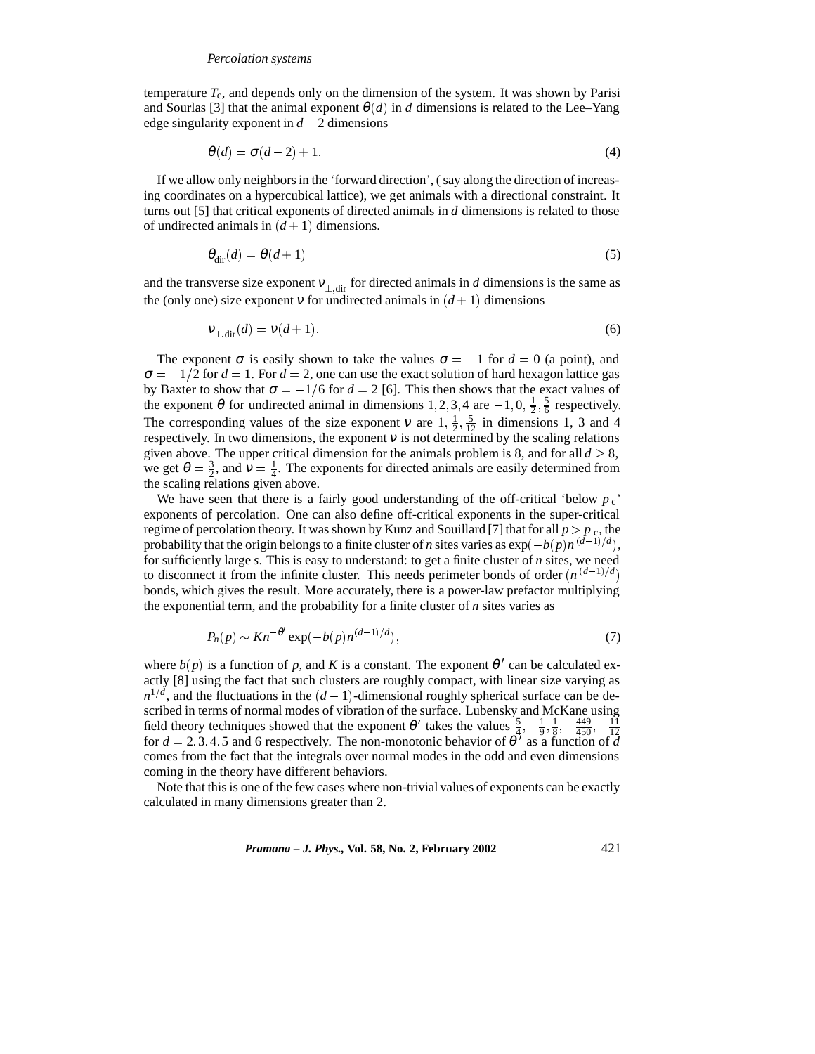temperature $T_c$, and depends only on the dimension of the system. It was shown by Parisi and Sourlas [3] that the animal exponent $\theta(d)$ in $d$ dimensions is related to the Lee–Yang edge singularity exponent in $d-2$ dimensions

$$\theta(d) = \sigma(d-2) + 1. \tag{4}$$

If we allow only neighbors in the 'forward direction', ( say along the direction of increasing coordinates on a hypercubical lattice), we get animals with a directional constraint. It turns out [5] that critical exponents of directed animals in $d$ dimensions is related to those of undirected animals in $(d+1)$ dimensions.

$$\theta_{\text{dir}}(d) = \theta(d+1) \tag{5}$$

and the transverse size exponent $\nu_{\perp,\text{dir}}$ for directed animals in $d$ dimensions is the same as the (only one) size exponent $\nu$ for undirected animals in $(d+1)$ dimensions

$$\nu_{\perp,\text{dir}}(d) = \nu(d+1). \tag{6}$$

The exponent $\sigma$ is easily shown to take the values $\sigma = -1$ for $d = 0$ (a point), and $\sigma = -1/2$ for $d = 1$. For $d = 2$, one can use the exact solution of hard hexagon lattice gas by Baxter to show that $\sigma = -1/6$ for $d = 2$ [6]. This then shows that the exact values of the exponent $\theta$ for undirected animal in dimensions $1,2,3,4$ are $-1, 0, \frac{1}{2}, \frac{5}{6}$ respectively. The corresponding values of the size exponent $\nu$ are $1, \frac{1}{2}, \frac{5}{12}$ in dimensions 1, 3 and 4 respectively. In two dimensions, the exponent $\nu$ is not determined by the scaling relations given above. The upper critical dimension for the animals problem is 8, and for all $d \geq 8$, we get $\theta = \frac{3}{2}$, and $\nu = \frac{1}{4}$. The exponents for directed animals are easily determined from the scaling relations given above.

We have seen that there is a fairly good understanding of the off-critical 'below $p_c$' exponents of percolation. One can also define off-critical exponents in the super-critical regime of percolation theory. It was shown by Kunz and Souillard [7] that for all $p > p_c$, the probability that the origin belongs to a finite cluster of $n$ sites varies as $\exp(-b(p)n^{(d-1)/d})$, for sufficiently large $s$. This is easy to understand: to get a finite cluster of $n$ sites, we need to disconnect it from the infinite cluster. This needs perimeter bonds of order $(n^{(d-1)/d})$ bonds, which gives the result. More accurately, there is a power-law prefactor multiplying the exponential term, and the probability for a finite cluster of $n$ sites varies as

$$P_n(p) \sim K n^{-\theta'} \exp(-b(p)n^{(d-1)/d}), \tag{7}$$

where $b(p)$ is a function of $p$, and $K$ is a constant. The exponent $\theta'$ can be calculated exactly [8] using the fact that such clusters are roughly compact, with linear size varying as $n^{1/d}$, and the fluctuations in the $(d-1)$-dimensional roughly spherical surface can be described in terms of normal modes of vibration of the surface. Lubensky and McKane using field theory techniques showed that the exponent $\theta'$ takes the values $\frac{5}{4}, -\frac{1}{9}, \frac{1}{8}, -\frac{449}{450}, -\frac{11}{12}$ for $d = 2,3,4,5$ and 6 respectively. The non-monotonic behavior of $\theta'$ as a function of $d$ comes from the fact that the integrals over normal modes in the odd and even dimensions coming in the theory have different behaviors.

Note that this is one of the few cases where non-trivial values of exponents can be exactly calculated in many dimensions greater than 2.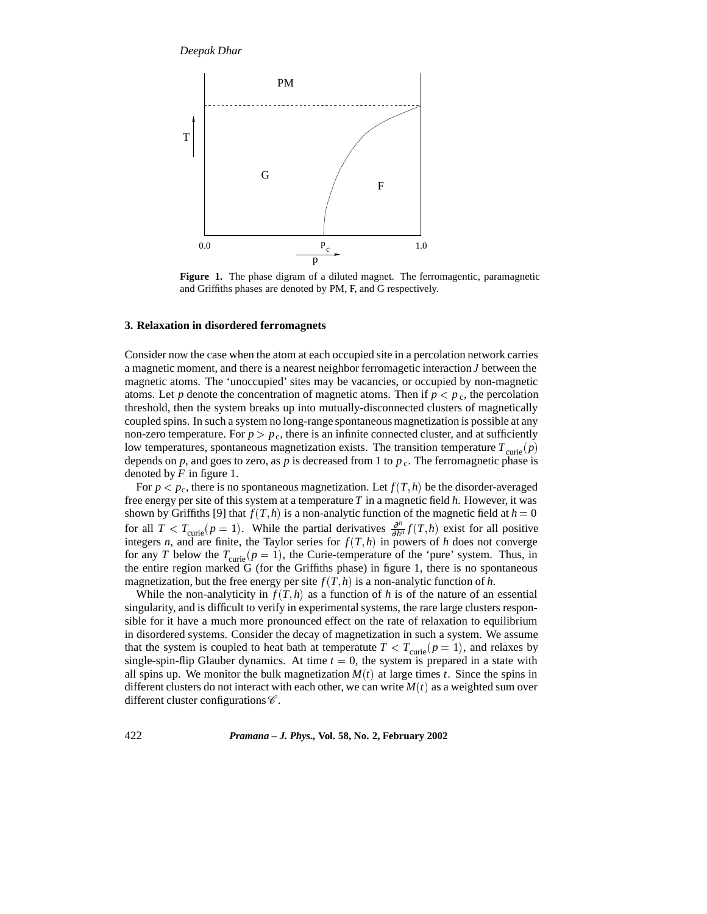**Figure 1.** The phase digram of a diluted magnet. The ferromagentic, paramagnetic and Griffiths phases are denoted by PM, F, and G respectively.

### 3. Relaxation in disordered ferromagnets

Consider now the case when the atom at each occupied site in a percolation network carries a magnetic moment, and there is a nearest neighbor ferromagetic interaction $J$ between the magnetic atoms. The 'unoccupied' sites may be vacancies, or occupied by non-magnetic atoms. Let $p$ denote the concentration of magnetic atoms. Then if $p < p_c$, the percolation threshold, then the system breaks up into mutually-disconnected clusters of magnetically coupled spins. In such a system no long-range spontaneous magnetization is possible at any non-zero temperature. For $p > p_c$, there is an infinite connected cluster, and at sufficiently low temperatures, spontaneous magnetization exists. The transition temperature $T_{\text{curie}}(p)$ depends on $p$, and goes to zero, as $p$ is decreased from 1 to $p_c$. The ferromagnetic phase is denoted by $F$ in figure 1.

For $p < p_c$, there is no spontaneous magnetization. Let $f(T,h)$ be the disorder-averaged free energy per site of this system at a temperature $T$ in a magnetic field $h$. However, it was shown by Griffiths [9] that $f(T,h)$ is a non-analytic function of the magnetic field at $h = 0$ for all $T < T_{\text{curie}}(p = 1)$. While the partial derivatives $\frac{\partial^n}{\partial h^n} f(T,h)$ exist for all positive integers $n$, and are finite, the Taylor series for $f(T,h)$ in powers of $h$ does not converge for any $T$ below the $T_{\text{curie}}(p = 1)$, the Curie-temperature of the 'pure' system. Thus, in the entire region marked G (for the Griffiths phase) in figure 1, there is no spontaneous magnetization, but the free energy per site $f(T,h)$ is a non-analytic function of $h$.

While the non-analyticity in $f(T,h)$ as a function of $h$ is of the nature of an essential singularity, and is difficult to verify in experimental systems, the rare large clusters responsible for it have a much more pronounced effect on the rate of relaxation to equilibrium in disordered systems. Consider the decay of magnetization in such a system. We assume that the system is coupled to heat bath at temperatute $T < T_{\text{curie}}(p = 1)$, and relaxes by single-spin-flip Glauber dynamics. At time $t = 0$, the system is prepared in a state with all spins up. We monitor the bulk magnetization $M(t)$ at large times $t$. Since the spins in different clusters do not interact with each other, we can write $M(t)$ as a weighted sum over different cluster configurations $\mathscr{C}$.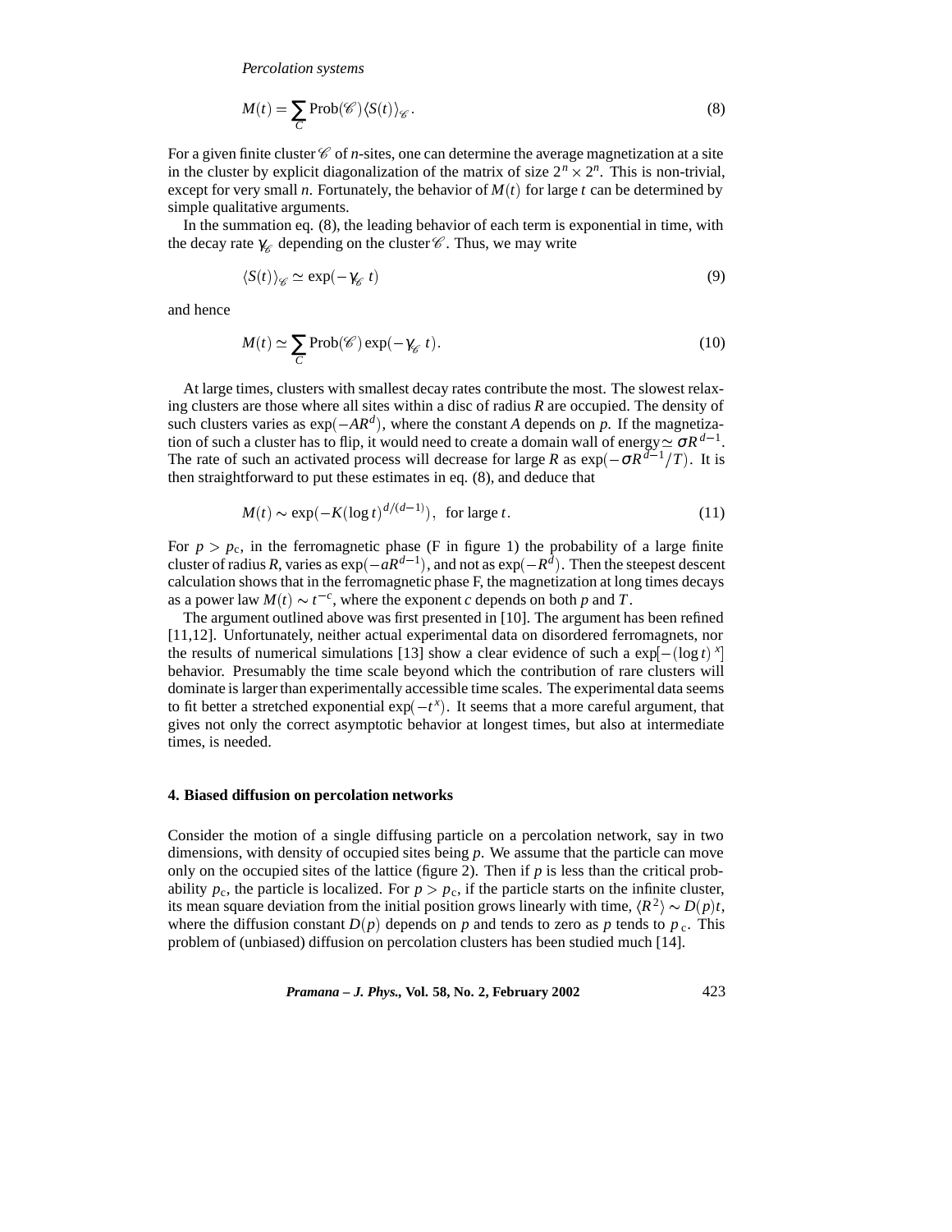*Percolation systems*

$$M(t) = \sum_{C} \text{Prob}(\mathscr{C}) \langle S(t) \rangle_{\mathscr{C}}. \tag{8}$$

For a given finite cluster $\mathscr{C}$ of $n$-sites, one can determine the average magnetization at a site in the cluster by explicit diagonalization of the matrix of size $2^n \times 2^n$. This is non-trivial, except for very small $n$. Fortunately, the behavior of $M(t)$ for large $t$ can be determined by simple qualitative arguments.

In the summation eq. (8), the leading behavior of each term is exponential in time, with the decay rate $\gamma_{\mathscr{C}}$ depending on the cluster $\mathscr{C}$. Thus, we may write

$$\langle S(t) \rangle_{\mathscr{C}} \simeq \exp(-\gamma_{\mathscr{C}}\, t) \tag{9}$$

and hence

$$M(t) \simeq \sum_{C} \text{Prob}(\mathscr{C}) \exp(-\gamma_{\mathscr{C}}\, t). \tag{10}$$

At large times, clusters with smallest decay rates contribute the most. The slowest relaxing clusters are those where all sites within a disc of radius $R$ are occupied. The density of such clusters varies as $\exp(-AR^d)$, where the constant $A$ depends on $p$. If the magnetization of such a cluster has to flip, it would need to create a domain wall of energy $\simeq \sigma R^{d-1}$. The rate of such an activated process will decrease for large $R$ as $\exp(-\sigma R^{d-1}/T)$. It is then straightforward to put these estimates in eq. (8), and deduce that

$$M(t) \sim \exp(-K(\log t)^{d/(d-1)}), \;\; \text{for large } t. \tag{11}$$

For $p > p_{\text{c}}$, in the ferromagnetic phase (F in figure 1) the probability of a large finite cluster of radius $R$, varies as $\exp(-aR^{d-1})$, and not as $\exp(-R^d)$. Then the steepest descent calculation shows that in the ferromagnetic phase F, the magnetization at long times decays as a power law $M(t) \sim t^{-c}$, where the exponent $c$ depends on both $p$ and $T$.

The argument outlined above was first presented in [10]. The argument has been refined [11,12]. Unfortunately, neither actual experimental data on disordered ferromagnets, nor the results of numerical simulations [13] show a clear evidence of such a $\exp[-(\log t)^x]$ behavior. Presumably the time scale beyond which the contribution of rare clusters will dominate is larger than experimentally accessible time scales. The experimental data seems to fit better a stretched exponential $\exp(-t^x)$. It seems that a more careful argument, that gives not only the correct asymptotic behavior at longest times, but also at intermediate times, is needed.

## 4. Biased diffusion on percolation networks

Consider the motion of a single diffusing particle on a percolation network, say in two dimensions, with density of occupied sites being $p$. We assume that the particle can move only on the occupied sites of the lattice (figure 2). Then if $p$ is less than the critical probability $p_{\text{c}}$, the particle is localized. For $p > p_{\text{c}}$, if the particle starts on the infinite cluster, its mean square deviation from the initial position grows linearly with time, $\langle R^2 \rangle \sim D(p)t$, where the diffusion constant $D(p)$ depends on $p$ and tends to zero as $p$ tends to $p_{\text{c}}$. This problem of (unbiased) diffusion on percolation clusters has been studied much [14].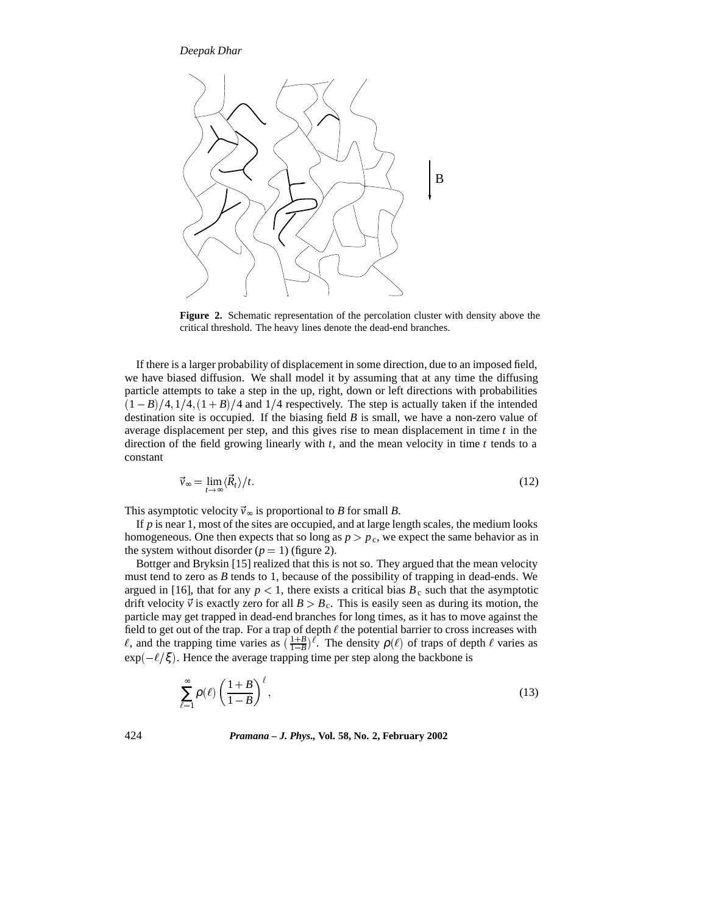**Figure 2.** Schematic representation of the percolation cluster with density above the critical threshold. The heavy lines denote the dead-end branches.

If there is a larger probability of displacement in some direction, due to an imposed field, we have biased diffusion. We shall model it by assuming that at any time the diffusing particle attempts to take a step in the up, right, down or left directions with probabilities $(1-B)/4, 1/4, (1+B)/4$ and $1/4$ respectively. The step is actually taken if the intended destination site is occupied. If the biasing field $B$ is small, we have a non-zero value of average displacement per step, and this gives rise to mean displacement in time $t$ in the direction of the field growing linearly with $t$, and the mean velocity in time $t$ tends to a constant

$$\vec{v}_{\infty} = \lim_{t\to\infty} \langle \vec{R}_t \rangle / t. \tag{12}$$

This asymptotic velocity $\vec{v}_{\infty}$ is proportional to $B$ for small $B$.

If $p$ is near 1, most of the sites are occupied, and at large length scales, the medium looks homogeneous. One then expects that so long as $p > p_{\mathrm{c}}$, we expect the same behavior as in the system without disorder ($p = 1$) (figure 2).

Bottger and Bryksin [15] realized that this is not so. They argued that the mean velocity must tend to zero as $B$ tends to 1, because of the possibility of trapping in dead-ends. We argued in [16], that for any $p < 1$, there exists a critical bias $B_{\mathrm{c}}$ such that the asymptotic drift velocity $\vec{v}$ is exactly zero for all $B > B_{\mathrm{c}}$. This is easily seen as during its motion, the particle may get trapped in dead-end branches for long times, as it has to move against the field to get out of the trap. For a trap of depth $\ell$ the potential barrier to cross increases with $\ell$, and the trapping time varies as $(\frac{1+B}{1-B})^{\ell}$. The density $\rho(\ell)$ of traps of depth $\ell$ varies as $\exp(-\ell/\xi)$. Hence the average trapping time per step along the backbone is

$$\sum_{\ell=1}^{\infty} \rho(\ell) \left(\frac{1+B}{1-B}\right)^{\ell}, \tag{13}$$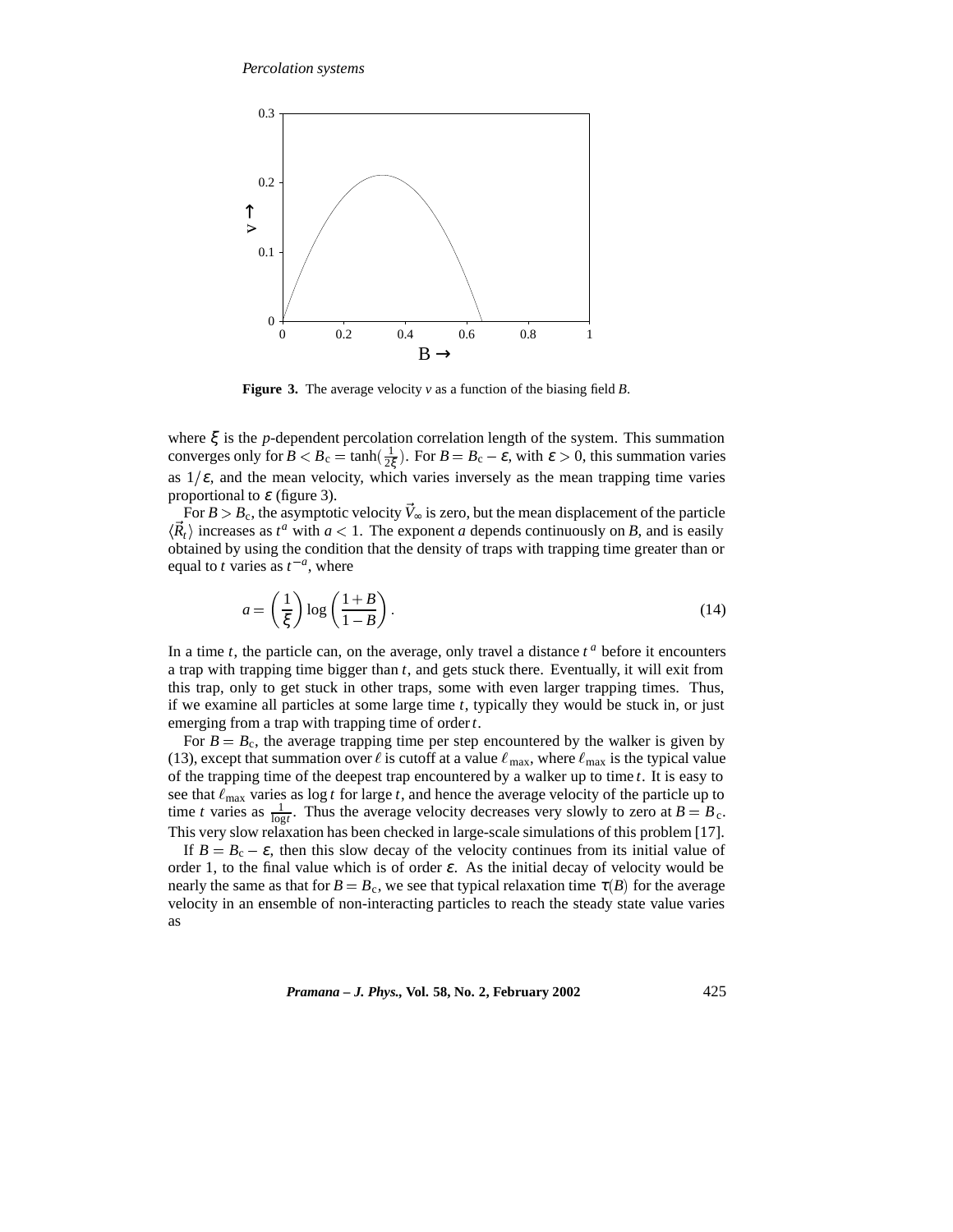**Figure 3.** The average velocity $v$ as a function of the biasing field $B$.

where $\xi$ is the $p$-dependent percolation correlation length of the system. This summation converges only for $B < B_c = \tanh(\frac{1}{2\xi})$. For $B = B_c - \varepsilon$, with $\varepsilon > 0$, this summation varies as $1/\varepsilon$, and the mean velocity, which varies inversely as the mean trapping time varies proportional to $\varepsilon$ (figure 3).

For $B > B_c$, the asymptotic velocity $\vec{V}_\infty$ is zero, but the mean displacement of the particle $\langle \vec{R}_t \rangle$ increases as $t^a$ with $a < 1$. The exponent $a$ depends continuously on $B$, and is easily obtained by using the condition that the density of traps with trapping time greater than or equal to $t$ varies as $t^{-a}$, where

$$a = \left(\frac{1}{\xi}\right) \log\left(\frac{1+B}{1-B}\right). \tag{14}$$

In a time $t$, the particle can, on the average, only travel a distance $t^a$ before it encounters a trap with trapping time bigger than $t$, and gets stuck there. Eventually, it will exit from this trap, only to get stuck in other traps, some with even larger trapping times. Thus, if we examine all particles at some large time $t$, typically they would be stuck in, or just emerging from a trap with trapping time of order $t$.

For $B = B_c$, the average trapping time per step encountered by the walker is given by (13), except that summation over $\ell$ is cutoff at a value $\ell_{\max}$, where $\ell_{\max}$ is the typical value of the trapping time of the deepest trap encountered by a walker up to time $t$. It is easy to see that $\ell_{\max}$ varies as $\log t$ for large $t$, and hence the average velocity of the particle up to time $t$ varies as $\frac{1}{\log t}$. Thus the average velocity decreases very slowly to zero at $B = B_c$. This very slow relaxation has been checked in large-scale simulations of this problem [17].

If $B = B_c - \varepsilon$, then this slow decay of the velocity continues from its initial value of order 1, to the final value which is of order $\varepsilon$. As the initial decay of velocity would be nearly the same as that for $B = B_c$, we see that typical relaxation time $\tau(B)$ for the average velocity in an ensemble of non-interacting particles to reach the steady state value varies as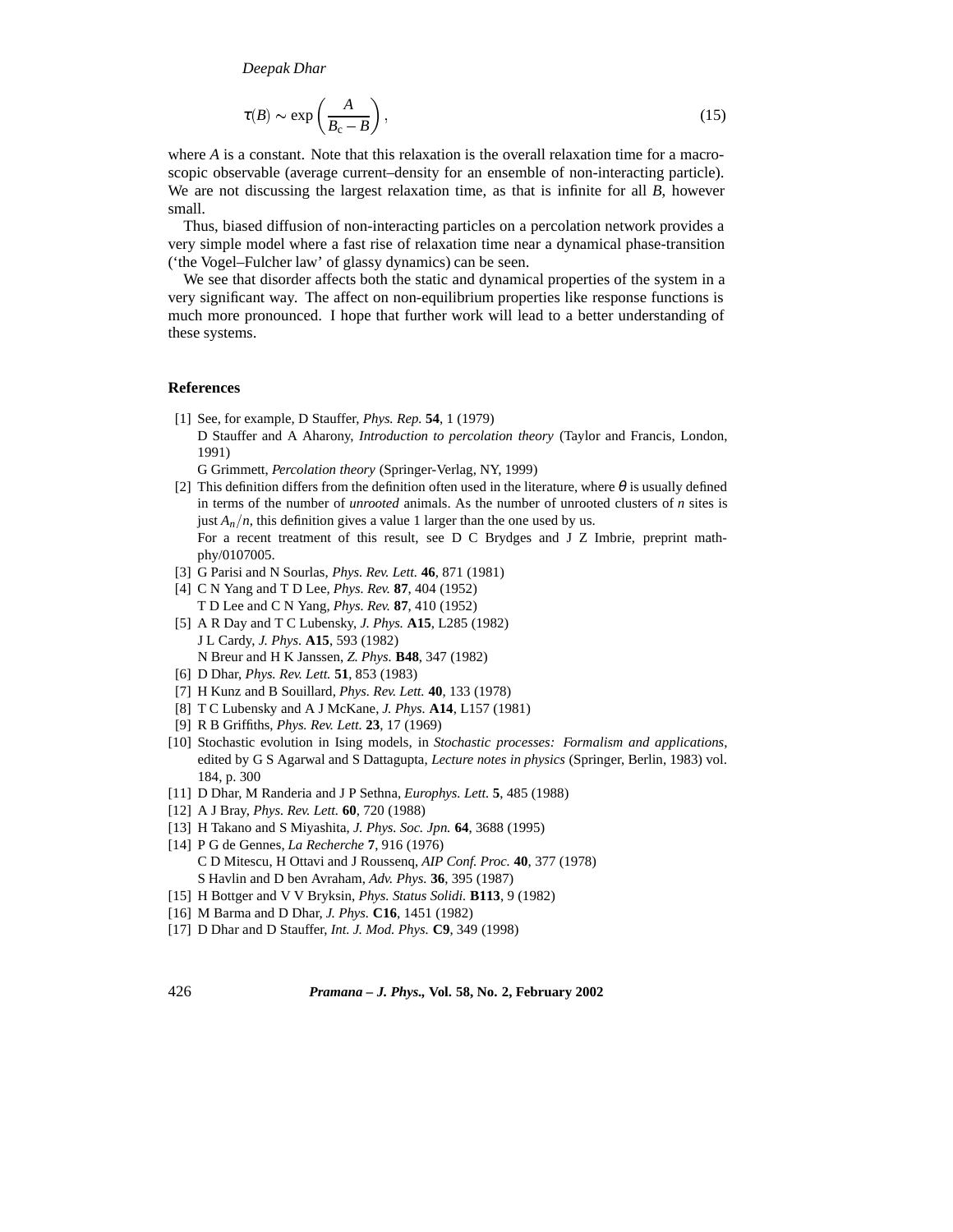$$\tau(B) \sim \exp\left(\frac{A}{B_c - B}\right), \tag{15}$$

where $A$ is a constant. Note that this relaxation is the overall relaxation time for a macroscopic observable (average current–density for an ensemble of non-interacting particle). We are not discussing the largest relaxation time, as that is infinite for all $B$, however small.

Thus, biased diffusion of non-interacting particles on a percolation network provides a very simple model where a fast rise of relaxation time near a dynamical phase-transition ('the Vogel–Fulcher law' of glassy dynamics) can be seen.

We see that disorder affects both the static and dynamical properties of the system in a very significant way. The affect on non-equilibrium properties like response functions is much more pronounced. I hope that further work will lead to a better understanding of these systems.

## References

[1] See, for example, D Stauffer, *Phys. Rep.* **54**, 1 (1979)
D Stauffer and A Aharony, *Introduction to percolation theory* (Taylor and Francis, London, 1991)
G Grimmett, *Percolation theory* (Springer-Verlag, NY, 1999)

[2] This definition differs from the definition often used in the literature, where $\theta$ is usually defined in terms of the number of *unrooted* animals. As the number of unrooted clusters of $n$ sites is just $A_n/n$, this definition gives a value 1 larger than the one used by us.
For a recent treatment of this result, see D C Brydges and J Z Imbrie, preprint math-phy/0107005.

[3] G Parisi and N Sourlas, *Phys. Rev. Lett.* **46**, 871 (1981)

[4] C N Yang and T D Lee, *Phys. Rev.* **87**, 404 (1952)
T D Lee and C N Yang, *Phys. Rev.* **87**, 410 (1952)

[5] A R Day and T C Lubensky, *J. Phys.* **A15**, L285 (1982)
J L Cardy, *J. Phys.* **A15**, 593 (1982)
N Breur and H K Janssen, *Z. Phys.* **B48**, 347 (1982)

[6] D Dhar, *Phys. Rev. Lett.* **51**, 853 (1983)

[7] H Kunz and B Souillard, *Phys. Rev. Lett.* **40**, 133 (1978)

[8] T C Lubensky and A J McKane, *J. Phys.* **A14**, L157 (1981)

[9] R B Griffiths, *Phys. Rev. Lett.* **23**, 17 (1969)

[10] Stochastic evolution in Ising models, in *Stochastic processes: Formalism and applications*, edited by G S Agarwal and S Dattagupta, *Lecture notes in physics* (Springer, Berlin, 1983) vol. 184, p. 300

[11] D Dhar, M Randeria and J P Sethna, *Europhys. Lett.* **5**, 485 (1988)

[12] A J Bray, *Phys. Rev. Lett.* **60**, 720 (1988)

[13] H Takano and S Miyashita, *J. Phys. Soc. Jpn.* **64**, 3688 (1995)

[14] P G de Gennes, *La Recherche* **7**, 916 (1976)
C D Mitescu, H Ottavi and J Roussenq, *AIP Conf. Proc.* **40**, 377 (1978)
S Havlin and D ben Avraham, *Adv. Phys.* **36**, 395 (1987)

[15] H Bottger and V V Bryksin, *Phys. Status Solidi.* **B113**, 9 (1982)

[16] M Barma and D Dhar, *J. Phys.* **C16**, 1451 (1982)

[17] D Dhar and D Stauffer, *Int. J. Mod. Phys.* **C9**, 349 (1998)